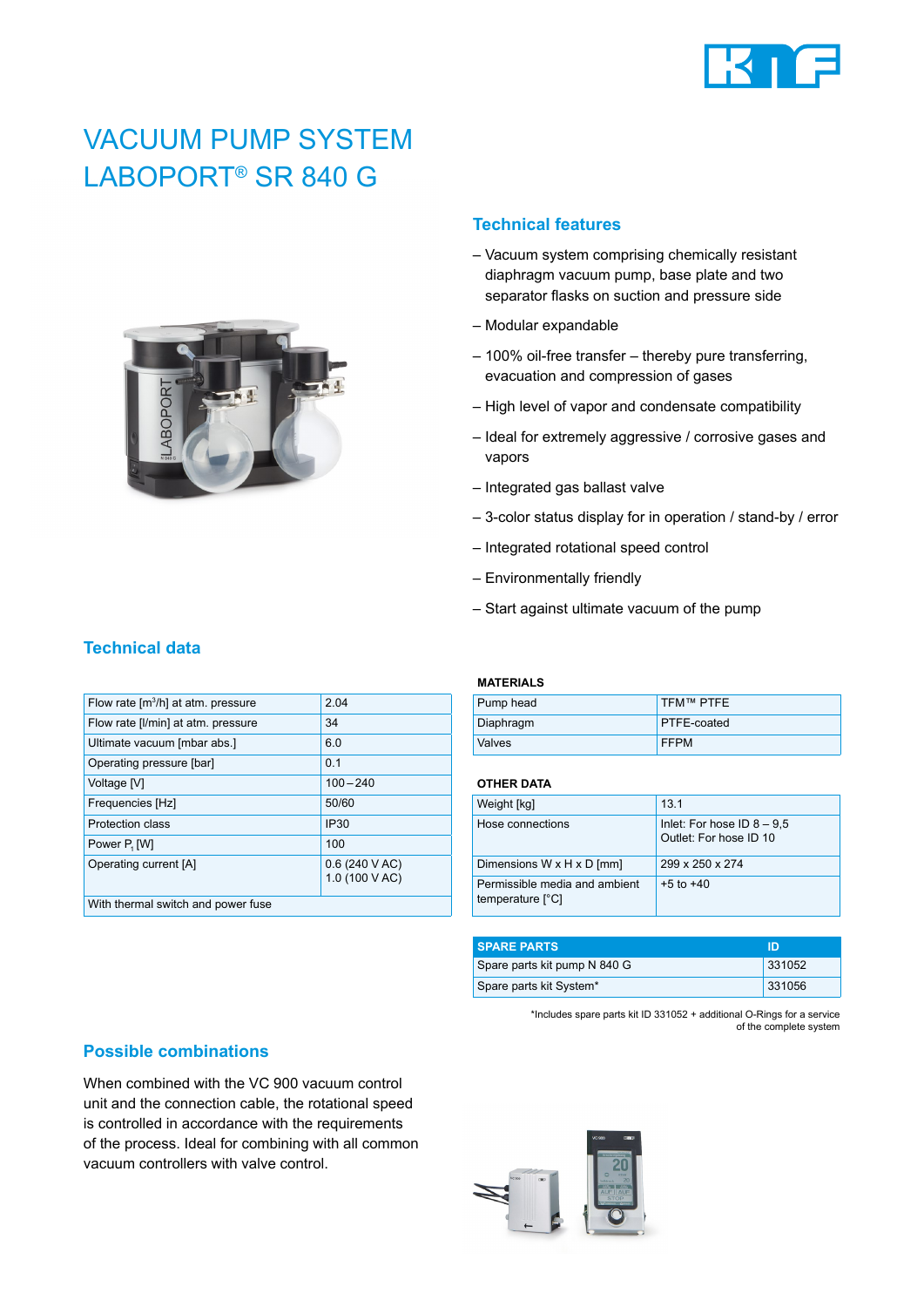# VACUUM PUMP SYSTEM LABOPORT® SR 840 G

## Technical features

- Vacuum system comprising chemically resistant diaphragm vacuum pump, base plate and two separator flasks on suction and pressure side
- Modular expandable
- 100% oil-free transfer – thereby pure transferring, evacuation and compression of gases
- High level of vapor and condensate compatibility
- Ideal for extremely aggressive / corrosive gases and vapors
- Integrated gas ballast valve
- 3-color status display for in operation / stand-by / error
- Integrated rotational speed control
- Environmentally friendly
- Start against ultimate vacuum of the pump

## Technical data

| | |
|---|---|
| Flow rate [m³/h] at atm. pressure | 2.04 |
| Flow rate [l/min] at atm. pressure | 34 |
| Ultimate vacuum [mbar abs.] | 6.0 |
| Operating pressure [bar] | 0.1 |
| Voltage [V] | 100 – 240 |
| Frequencies [Hz] | 50/60 |
| Protection class | IP30 |
| Power $P_1$ [W] | 100 |
| Operating current [A] | 0.6 (240 V AC)<br>1.0 (100 V AC) |
| With thermal switch and power fuse | |

**MATERIALS**

| | |
|---|---|
| Pump head | TFM™ PTFE |
| Diaphragm | PTFE-coated |
| Valves | FFPM |

**OTHER DATA**

| | |
|---|---|
| Weight [kg] | 13.1 |
| Hose connections | Inlet: For hose ID 8 – 9,5<br>Outlet: For hose ID 10 |
| Dimensions W x H x D [mm] | 299 x 250 x 274 |
| Permissible media and ambient temperature [°C] | +5 to +40 |

| SPARE PARTS | ID |
|---|---|
| Spare parts kit pump N 840 G | 331052 |
| Spare parts kit System* | 331056 |

*Includes spare parts kit ID 331052 + additional O-Rings for a service of the complete system

## Possible combinations

When combined with the VC 900 vacuum control unit and the connection cable, the rotational speed is controlled in accordance with the requirements of the process. Ideal for combining with all common vacuum controllers with valve control.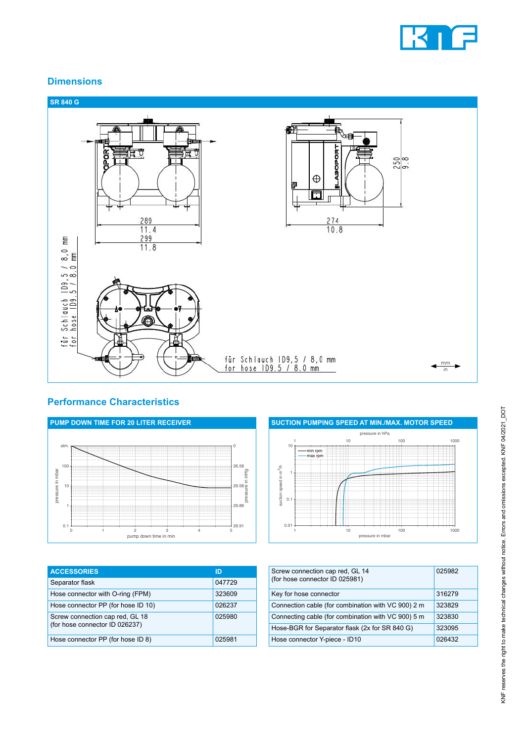## Dimensions

**SR 840 G**

289
11.4
299
11.8

274
10.8

250
9.8

für Schlauch ID9,5 / 8,0 mm
for hose ID9.5 / 8.0 mm

für Schlauch ID9,5 / 8,0 mm
for hose ID9.5 / 8.0 mm

mm
in

## Performance Characteristics

**PUMP DOWN TIME FOR 20 LITER RECEIVER**

atm.
100
10
1
0.1
pressure in mbar

0
26.58
29.58
29.88
29.91
pressure in inHg

0
1
2
3
4
5
pump down time in min

**SUCTION PUMPING SPEED AT MIN./MAX. MOTOR SPEED**

pressure in hPa
1
10
100
1000

10
1
0.1
0.01
suction speed in $m^3/h$

min rpm
max rpm

1
10
100
1000
pressure in mbar

| ACCESSORIES | ID |
|---|---|
| Separator flask | 047729 |
| Hose connector with O-ring (FPM) | 323609 |
| Hose connector PP (for hose ID 10) | 026237 |
| Screw connection cap red, GL 18 (for hose connector ID 026237) | 025980 |
| Hose connector PP (for hose ID 8) | 025981 |
| Screw connection cap red, GL 14 (for hose connector ID 025981) | 025982 |
| Key for hose connector | 316279 |
| Connection cable (for combination with VC 900) 2 m | 323829 |
| Connecting cable (for combination with VC 900) 5 m | 323830 |
| Hose-BGR for Separator flask (2x for SR 840 G) | 323095 |
| Hose connector Y-piece - ID10 | 026432 |

KNF reserves the right to make technical changes without notice. Errors and omissions excepted. KNF 04/2021_DOT